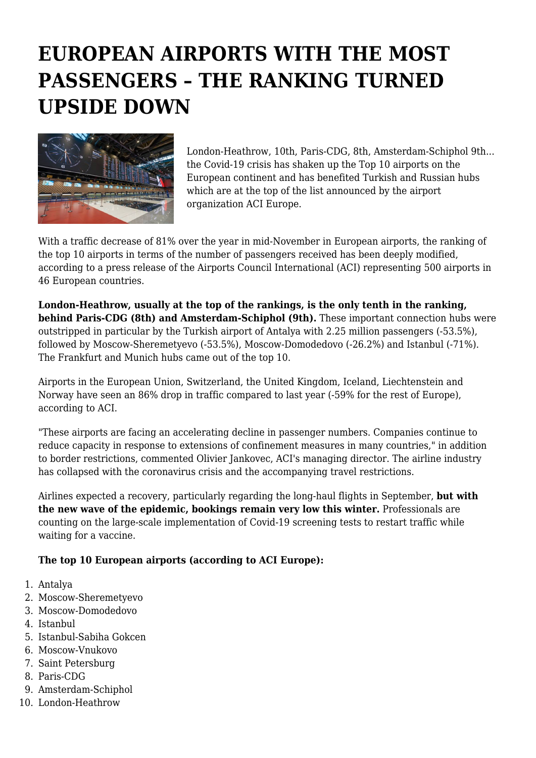# EUROPEAN AIRPORTS WITH THE MOST PASSENGERS – THE RANKING TURNED UPSIDE DOWN

London-Heathrow, 10th, Paris-CDG, 8th, Amsterdam-Schiphol 9th... the Covid-19 crisis has shaken up the Top 10 airports on the European continent and has benefited Turkish and Russian hubs which are at the top of the list announced by the airport organization ACI Europe.

With a traffic decrease of 81% over the year in mid-November in European airports, the ranking of the top 10 airports in terms of the number of passengers received has been deeply modified, according to a press release of the Airports Council International (ACI) representing 500 airports in 46 European countries.

**London-Heathrow, usually at the top of the rankings, is the only tenth in the ranking, behind Paris-CDG (8th) and Amsterdam-Schiphol (9th).** These important connection hubs were outstripped in particular by the Turkish airport of Antalya with 2.25 million passengers (-53.5%), followed by Moscow-Sheremetyevo (-53.5%), Moscow-Domodedovo (-26.2%) and Istanbul (-71%). The Frankfurt and Munich hubs came out of the top 10.

Airports in the European Union, Switzerland, the United Kingdom, Iceland, Liechtenstein and Norway have seen an 86% drop in traffic compared to last year (-59% for the rest of Europe), according to ACI.

"These airports are facing an accelerating decline in passenger numbers. Companies continue to reduce capacity in response to extensions of confinement measures in many countries," in addition to border restrictions, commented Olivier Jankovec, ACI's managing director. The airline industry has collapsed with the coronavirus crisis and the accompanying travel restrictions.

Airlines expected a recovery, particularly regarding the long-haul flights in September, **but with the new wave of the epidemic, bookings remain very low this winter.** Professionals are counting on the large-scale implementation of Covid-19 screening tests to restart traffic while waiting for a vaccine.

**The top 10 European airports (according to ACI Europe):**

1. Antalya
2. Moscow-Sheremetyevo
3. Moscow-Domodedovo
4. Istanbul
5. Istanbul-Sabiha Gokcen
6. Moscow-Vnukovo
7. Saint Petersburg
8. Paris-CDG
9. Amsterdam-Schiphol
10. London-Heathrow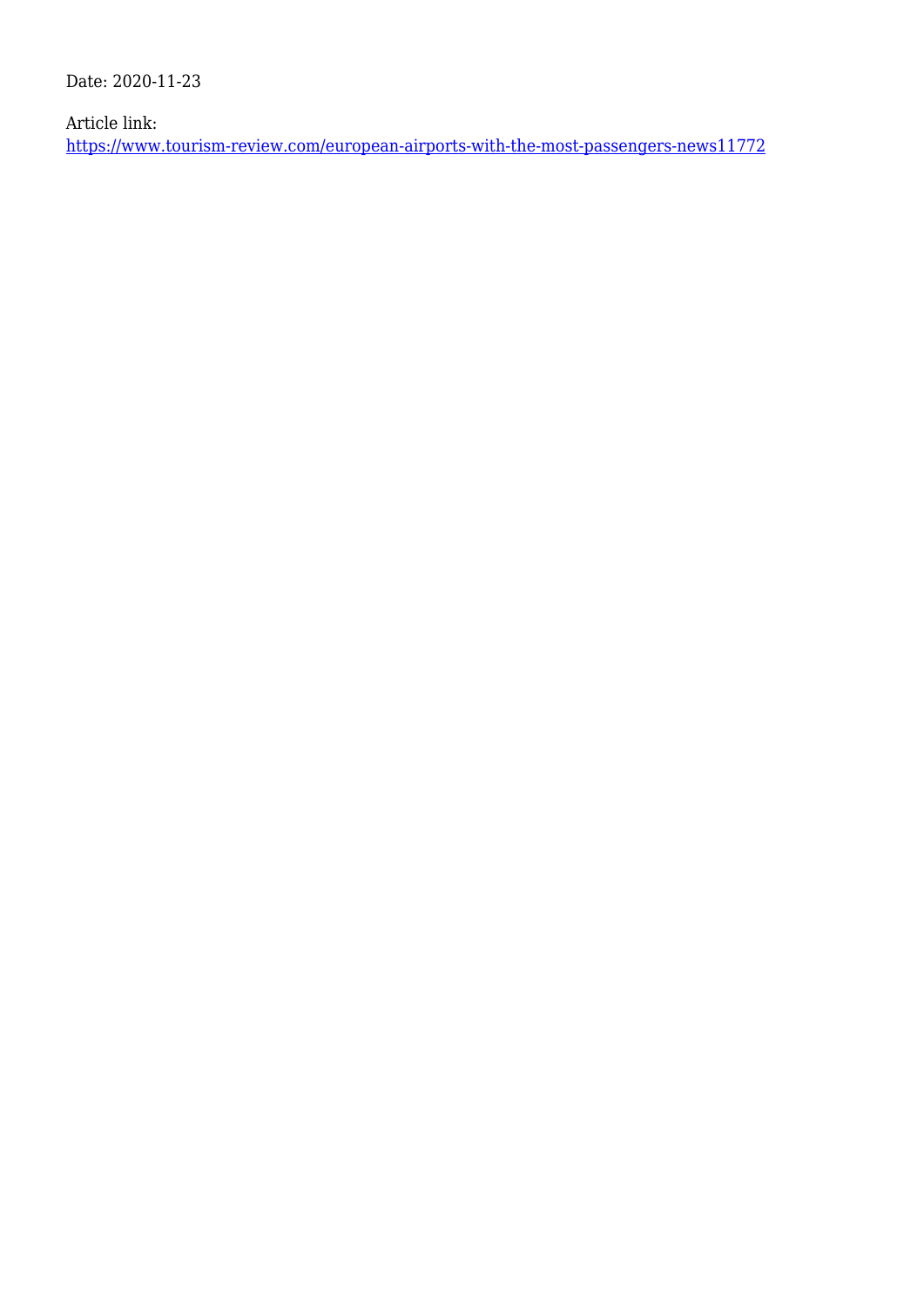Date: 2020-11-23

Article link:
[https://www.tourism-review.com/european-airports-with-the-most-passengers-news11772](https://www.tourism-review.com/european-airports-with-the-most-passengers-news11772)